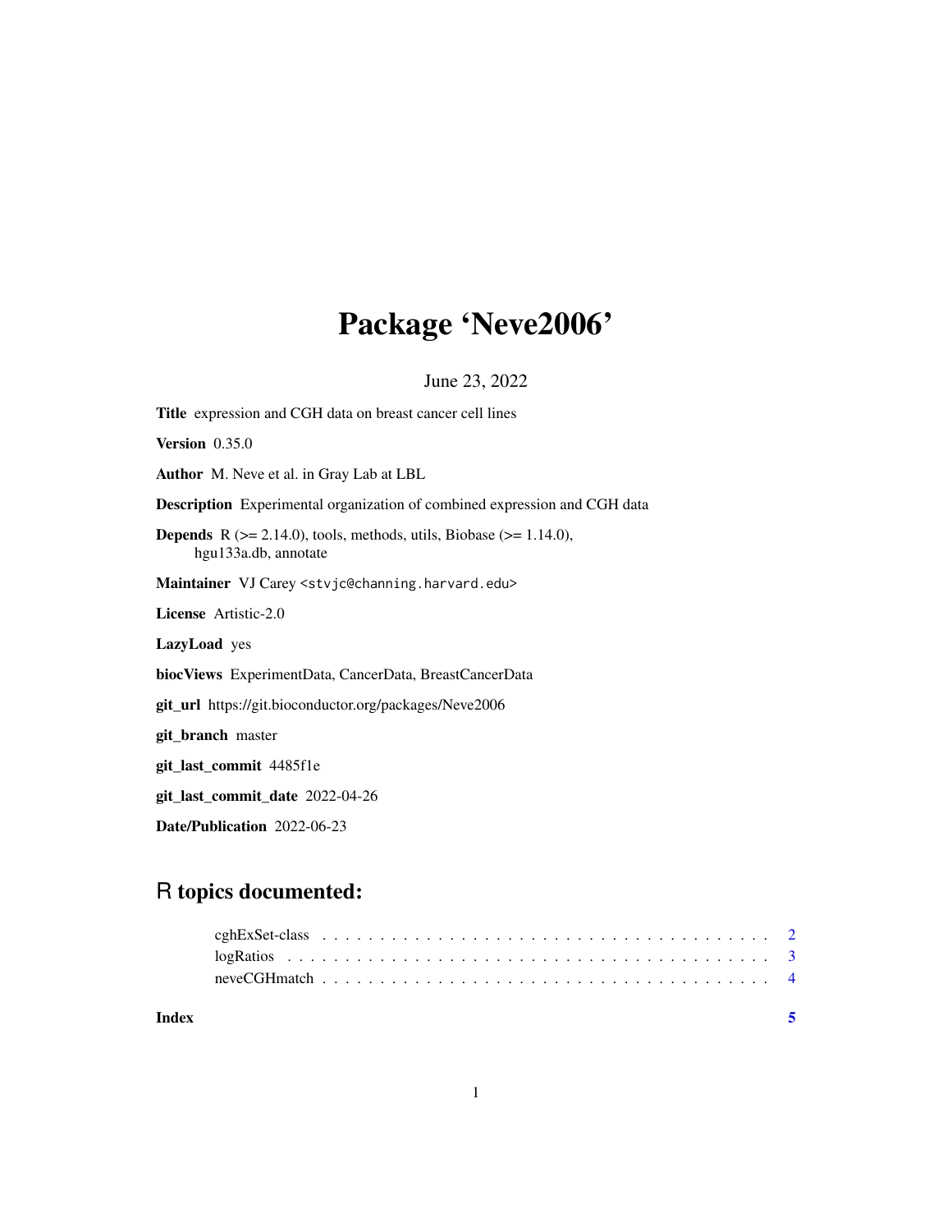# Package 'Neve2006'

June 23, 2022

**Title** expression and CGH data on breast cancer cell lines

**Version** 0.35.0

**Author** M. Neve et al. in Gray Lab at LBL

**Description** Experimental organization of combined expression and CGH data

**Depends** R (>= 2.14.0), tools, methods, utils, Biobase (>= 1.14.0), hgu133a.db, annotate

**Maintainer** VJ Carey <stvjc@channing.harvard.edu>

**License** Artistic-2.0

**LazyLoad** yes

**biocViews** ExperimentData, CancerData, BreastCancerData

**git_url** https://git.bioconductor.org/packages/Neve2006

**git_branch** master

**git_last_commit** 4485f1e

**git_last_commit_date** 2022-04-26

**Date/Publication** 2022-06-23

## R topics documented:

- cghExSet-class . . . . . . . . . . . . . . . . . . . . . . . . . . . . . . . . . . . . . . . 2
- logRatios . . . . . . . . . . . . . . . . . . . . . . . . . . . . . . . . . . . . . . . . . . 3
- neveCGHmatch . . . . . . . . . . . . . . . . . . . . . . . . . . . . . . . . . . . . . . . 4

**Index** 5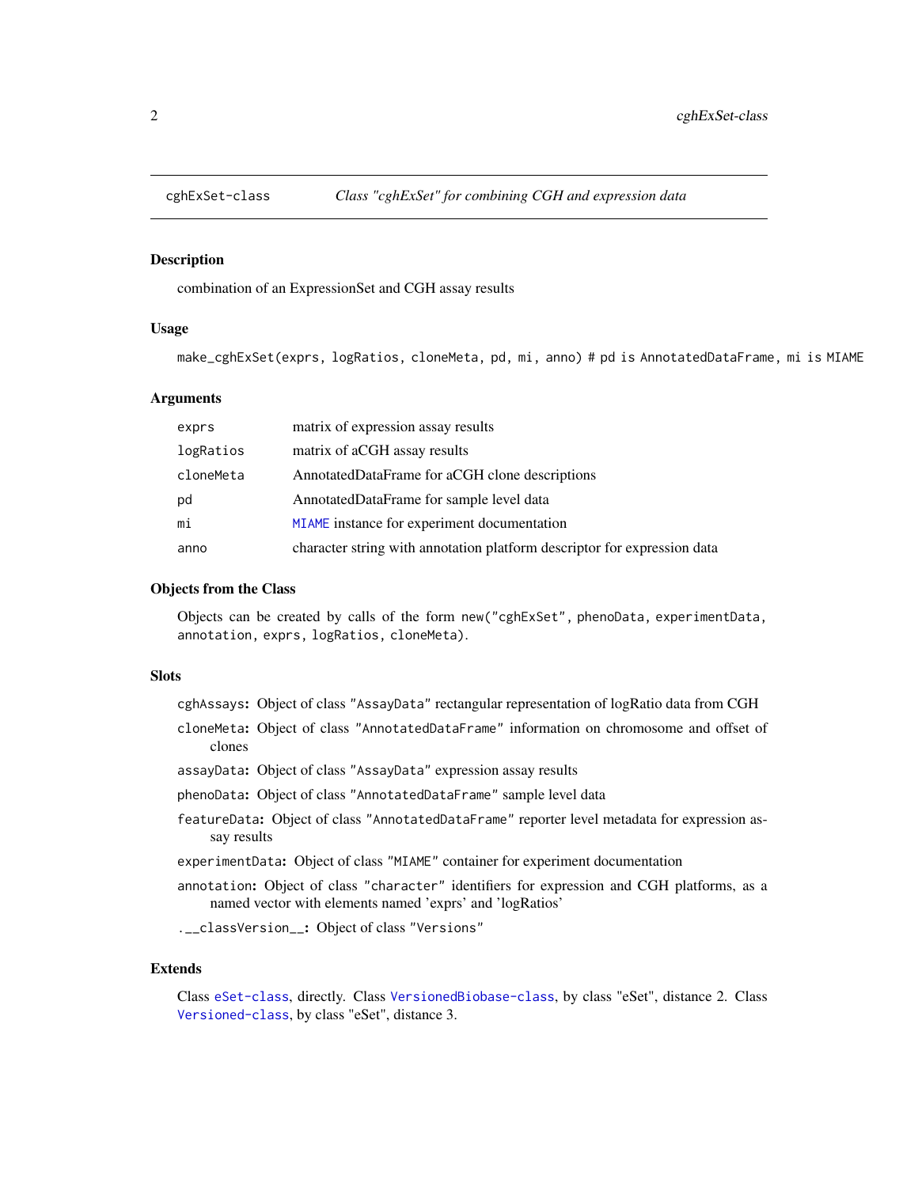cghExSet-class *Class "cghExSet" for combining CGH and expression data*

### Description

combination of an ExpressionSet and CGH assay results

### Usage

```
make_cghExSet(exprs, logRatios, cloneMeta, pd, mi, anno) # pd is AnnotatedDataFrame, mi is MIAME
```

### Arguments

| | |
|---|---|
| exprs | matrix of expression assay results |
| logRatios | matrix of aCGH assay results |
| cloneMeta | AnnotatedDataFrame for aCGH clone descriptions |
| pd | AnnotatedDataFrame for sample level data |
| mi | MIAME instance for experiment documentation |
| anno | character string with annotation platform descriptor for expression data |

### Objects from the Class

Objects can be created by calls of the form `new("cghExSet", phenoData, experimentData, annotation, exprs, logRatios, cloneMeta)`.

### Slots

- **`cghAssays`:** Object of class `"AssayData"` rectangular representation of logRatio data from CGH
- **`cloneMeta`:** Object of class `"AnnotatedDataFrame"` information on chromosome and offset of clones
- **`assayData`:** Object of class `"AssayData"` expression assay results
- **`phenoData`:** Object of class `"AnnotatedDataFrame"` sample level data
- **`featureData`:** Object of class `"AnnotatedDataFrame"` reporter level metadata for expression assay results
- **`experimentData`:** Object of class `"MIAME"` container for experiment documentation
- **`annotation`:** Object of class `"character"` identifiers for expression and CGH platforms, as a named vector with elements named 'exprs' and 'logRatios'
- **`.__classVersion__`:** Object of class `"Versions"`

### Extends

Class `eSet-class`, directly. Class `VersionedBiobase-class`, by class "eSet", distance 2. Class `Versioned-class`, by class "eSet", distance 3.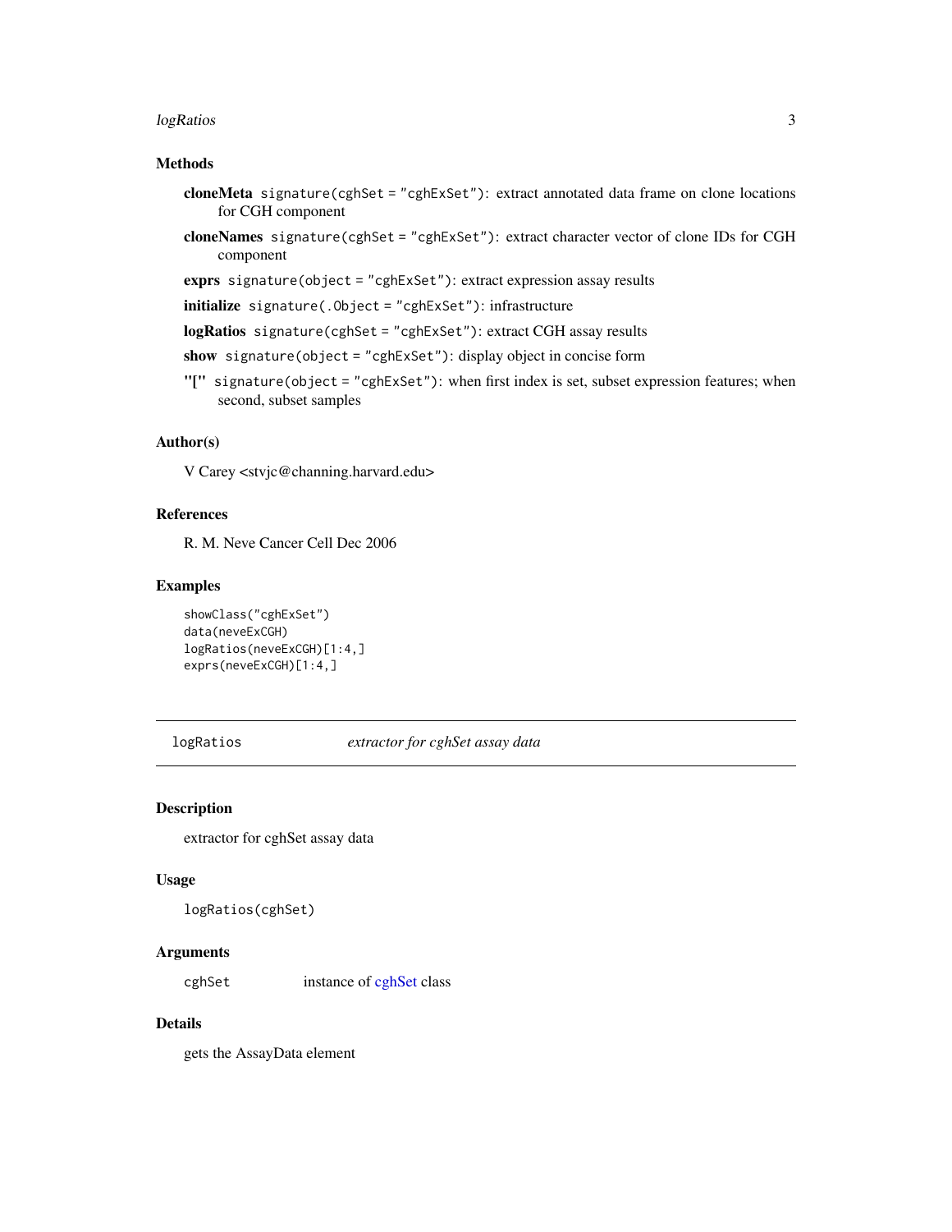## Methods

**cloneMeta** `signature(cghSet = "cghExSet")`: extract annotated data frame on clone locations for CGH component

**cloneNames** `signature(cghSet = "cghExSet")`: extract character vector of clone IDs for CGH component

**exprs** `signature(object = "cghExSet")`: extract expression assay results

**initialize** `signature(.Object = "cghExSet")`: infrastructure

**logRatios** `signature(cghSet = "cghExSet")`: extract CGH assay results

**show** `signature(object = "cghExSet")`: display object in concise form

**"["** `signature(object = "cghExSet")`: when first index is set, subset expression features; when second, subset samples

## Author(s)

V Carey <stvjc@channing.harvard.edu>

## References

R. M. Neve Cancer Cell Dec 2006

## Examples

```
showClass("cghExSet")
data(neveExCGH)
logRatios(neveExCGH)[1:4,]
exprs(neveExCGH)[1:4,]
```

---

# logRatios — *extractor for cghSet assay data*

## Description

extractor for cghSet assay data

## Usage

```
logRatios(cghSet)
```

## Arguments

| | |
|---|---|
| `cghSet` | instance of cghSet class |

## Details

gets the AssayData element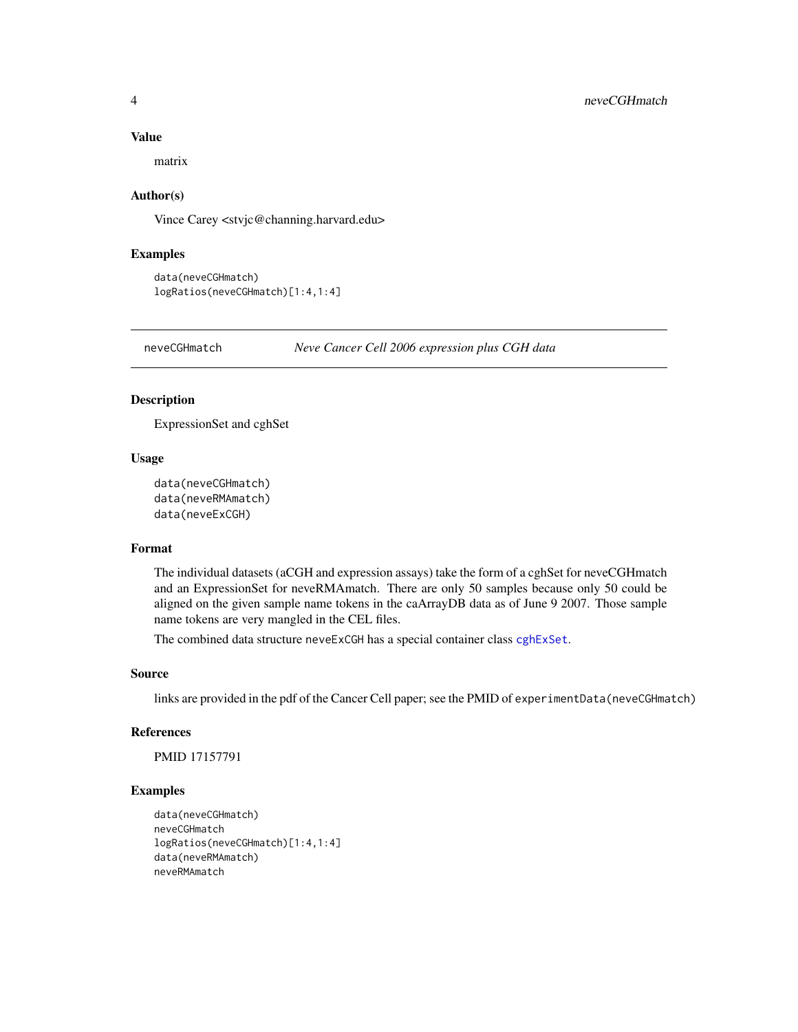## Value

matrix

## Author(s)

Vince Carey <stvjc@channing.harvard.edu>

## Examples

```
data(neveCGHmatch)
logRatios(neveCGHmatch)[1:4,1:4]
```

---

# neveCGHmatch — *Neve Cancer Cell 2006 expression plus CGH data*

---

## Description

ExpressionSet and cghSet

## Usage

```
data(neveCGHmatch)
data(neveRMAmatch)
data(neveExCGH)
```

## Format

The individual datasets (aCGH and expression assays) take the form of a cghSet for neveCGHmatch and an ExpressionSet for neveRMAmatch. There are only 50 samples because only 50 could be aligned on the given sample name tokens in the caArrayDB data as of June 9 2007. Those sample name tokens are very mangled in the CEL files.

The combined data structure `neveExCGH` has a special container class `cghExSet`.

## Source

links are provided in the pdf of the Cancer Cell paper; see the PMID of `experimentData(neveCGHmatch)`

## References

PMID 17157791

## Examples

```
data(neveCGHmatch)
neveCGHmatch
logRatios(neveCGHmatch)[1:4,1:4]
data(neveRMAmatch)
neveRMAmatch
```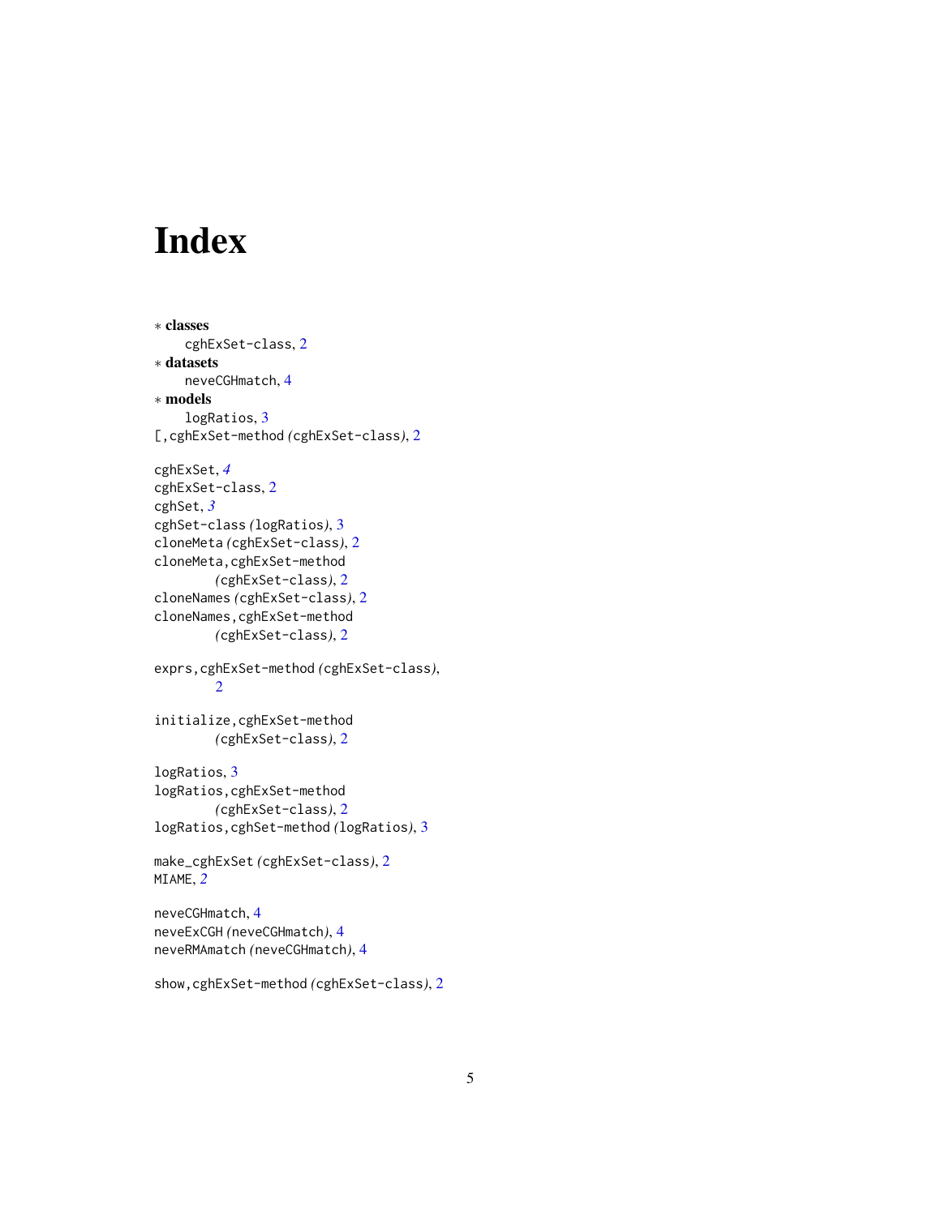# Index

∗ **classes**
    cghExSet-class, 2

∗ **datasets**
    neveCGHmatch, 4

∗ **models**
    logRatios, 3

[,cghExSet-method *(*cghExSet-class*)*, 2

cghExSet, *4*
cghExSet-class, 2
cghSet, *3*
cghSet-class *(*logRatios*)*, 3
cloneMeta *(*cghExSet-class*)*, 2
cloneMeta,cghExSet-method
        *(*cghExSet-class*)*, 2
cloneNames *(*cghExSet-class*)*, 2
cloneNames,cghExSet-method
        *(*cghExSet-class*)*, 2

exprs,cghExSet-method *(*cghExSet-class*)*,
        2

initialize,cghExSet-method
        *(*cghExSet-class*)*, 2

logRatios, 3
logRatios,cghExSet-method
        *(*cghExSet-class*)*, 2
logRatios,cghSet-method *(*logRatios*)*, 3

make_cghExSet *(*cghExSet-class*)*, 2
MIAME, *2*

neveCGHmatch, 4
neveExCGH *(*neveCGHmatch*)*, 4
neveRMAmatch *(*neveCGHmatch*)*, 4

show,cghExSet-method *(*cghExSet-class*)*, 2